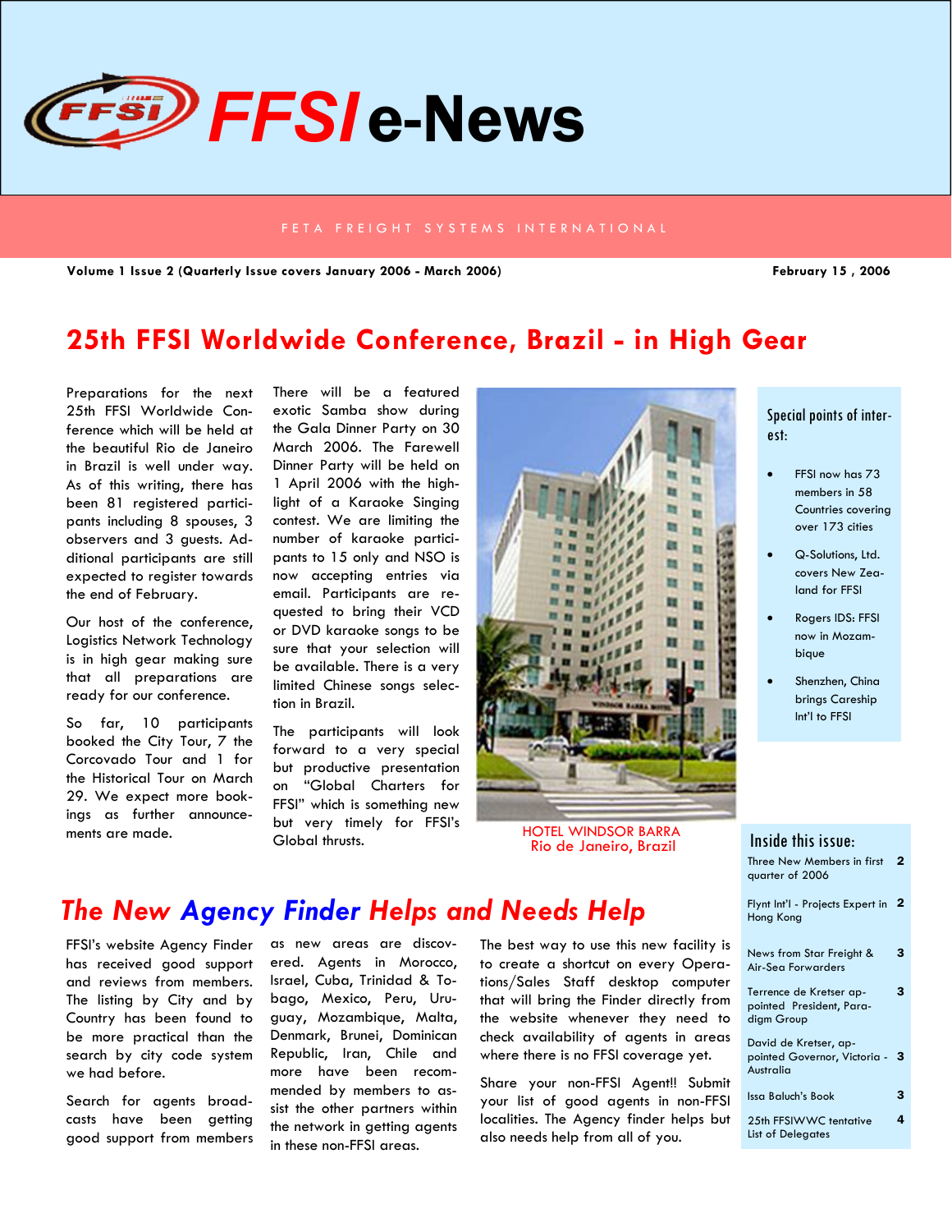# FFSI e-News

FETA FREIGHT SYSTEMS INTERNATIONAL

**Volume 1 Issue 2 (Quarterly Issue covers January 2006 - March 2006)** **February 15 , 2006**

## 25th FFSI Worldwide Conference, Brazil - in High Gear

Preparations for the next 25th FFSI Worldwide Conference which will be held at the beautiful Rio de Janeiro in Brazil is well under way. As of this writing, there has been 81 registered participants including 8 spouses, 3 observers and 3 guests. Additional participants are still expected to register towards the end of February.

Our host of the conference, Logistics Network Technology is in high gear making sure that all preparations are ready for our conference.

So far, 10 participants booked the City Tour, 7 the Corcovado Tour and 1 for the Historical Tour on March 29. We expect more bookings as further announcements are made.

There will be a featured exotic Samba show during the Gala Dinner Party on 30 March 2006. The Farewell Dinner Party will be held on 1 April 2006 with the highlight of a Karaoke Singing contest. We are limiting the number of karaoke participants to 15 only and NSO is now accepting entries via email. Participants are requested to bring their VCD or DVD karaoke songs to be sure that your selection will be available. There is a very limited Chinese songs selection in Brazil.

The participants will look forward to a very special but productive presentation on "Global Charters for FFSI" which is something new but very timely for FFSI's Global thrusts.

HOTEL WINDSOR BARRA
Rio de Janeiro, Brazil

### Special points of interest:

- FFSI now has 73 members in 58 Countries covering over 173 cities
- Q-Solutions, Ltd. covers New Zealand for FFSI
- Rogers IDS: FFSI now in Mozambique
- Shenzhen, China brings Careship Int'l to FFSI

## *The New Agency Finder Helps and Needs Help*

FFSI's website Agency Finder has received good support and reviews from members. The listing by City and by Country has been found to be more practical than the search by city code system we had before.

Search for agents broadcasts have been getting good support from members as new areas are discovered. Agents in Morocco, Israel, Cuba, Trinidad & Tobago, Mexico, Peru, Uruguay, Mozambique, Malta, Denmark, Brunei, Dominican Republic, Iran, Chile and more have been recommended by members to assist the other partners within the network in getting agents in these non-FFSI areas.

The best way to use this new facility is to create a shortcut on every Operations/Sales Staff desktop computer that will bring the Finder directly from the website whenever they need to check availability of agents in areas where there is no FFSI coverage yet.

Share your non-FFSI Agent!! Submit your list of good agents in non-FFSI localities. The Agency finder helps but also needs help from all of you.

### Inside this issue:

| | |
|---|---|
| Three New Members in first quarter of 2006 | 2 |
| Flynt Int'l - Projects Expert in Hong Kong | 2 |
| News from Star Freight & Air-Sea Forwarders | 3 |
| Terrence de Kretser appointed President, Paradigm Group | 3 |
| David de Kretser, appointed Governor, Victoria - Australia | 3 |
| Issa Baluch's Book | 3 |
| 25th FFSIWWC tentative List of Delegates | 4 |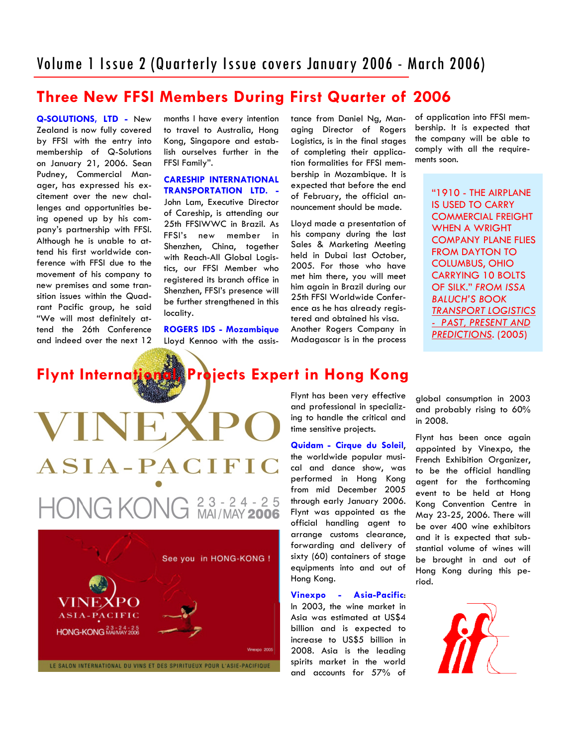# Volume 1 Issue 2 (Quarterly Issue covers January 2006 - March 2006)

## Three New FFSI Members During First Quarter of 2006

**Q-SOLUTIONS, LTD -** New Zealand is now fully covered by FFSI with the entry into membership of Q-Solutions on January 21, 2006. Sean Pudney, Commercial Manager, has expressed his excitement over the new challenges and opportunities being opened up by his company's partnership with FFSI. Although he is unable to attend his first worldwide conference with FFSI due to the movement of his company to new premises and some transition issues within the Quadrant Pacific group, he said "We will most definitely attend the 26th Conference and indeed over the next 12 months I have every intention to travel to Australia, Hong Kong, Singapore and establish ourselves further in the FFSI Family".

**CARESHIP INTERNATIONAL TRANSPORTATION LTD. -** John Lam, Executive Director of Careship, is attending our 25th FFSIWWC in Brazil. As FFSI's new member in Shenzhen, China, together with Reach-All Global Logistics, our FFSI Member who registered its branch office in Shenzhen, FFSI's presence will be further strengthened in this locality.

**ROGERS IDS - Mozambique** Lloyd Kennoo with the assistance from Daniel Ng, Managing Director of Rogers Logistics, is in the final stages of completing their application formalities for FFSI membership in Mozambique. It is expected that before the end of February, the official announcement should be made.

Lloyd made a presentation of his company during the last Sales & Marketing Meeting held in Dubai last October, 2005. For those who have met him there, you will meet him again in Brazil during our 25th FFSI Worldwide Conference as he has already registered and obtained his visa. Another Rogers Company in Madagascar is in the process of application into FFSI membership. It is expected that the company will be able to comply with all the requirements soon.

> "1910 - THE AIRPLANE IS USED TO CARRY COMMERCIAL FREIGHT WHEN A WRIGHT COMPANY PLANE FLIES FROM DAYTON TO COLUMBUS, OHIO CARRYING 10 BOLTS OF SILK." *FROM ISSA BALUCH'S BOOK TRANSPORT LOGISTICS - PAST, PRESENT AND PREDICTIONS.* (2005)

## Flynt International, Projects Expert in Hong Kong

VINEXPO ASIA-PACIFIC HONG KONG 23-24-25 MAI/MAY 2006

See you in HONG-KONG !

LE SALON INTERNATIONAL DU VINS ET DES SPIRITUEUX POUR L'ASIE-PACIFIQUE

Flynt has been very effective and professional in specializing to handle the critical and time sensitive projects.

**Quidam - Cirque du Soleil,** the worldwide popular musical and dance show, was performed in Hong Kong from mid December 2005 through early January 2006. Flynt was appointed as the official handling agent to arrange customs clearance, forwarding and delivery of sixty (60) containers of stage equipments into and out of Hong Kong.

**Vinexpo - Asia-Pacific:** In 2003, the wine market in Asia was estimated at US$4 billion and is expected to increase to US$5 billion in 2008. Asia is the leading spirits market in the world and accounts for 57% of global consumption in 2003 and probably rising to 60% in 2008.

Flynt has been once again appointed by Vinexpo, the French Exhibition Organizer, to be the official handling agent for the forthcoming event to be held at Hong Kong Convention Centre in May 23-25, 2006. There will be over 400 wine exhibitors and it is expected that substantial volume of wines will be brought in and out of Hong Kong during this period.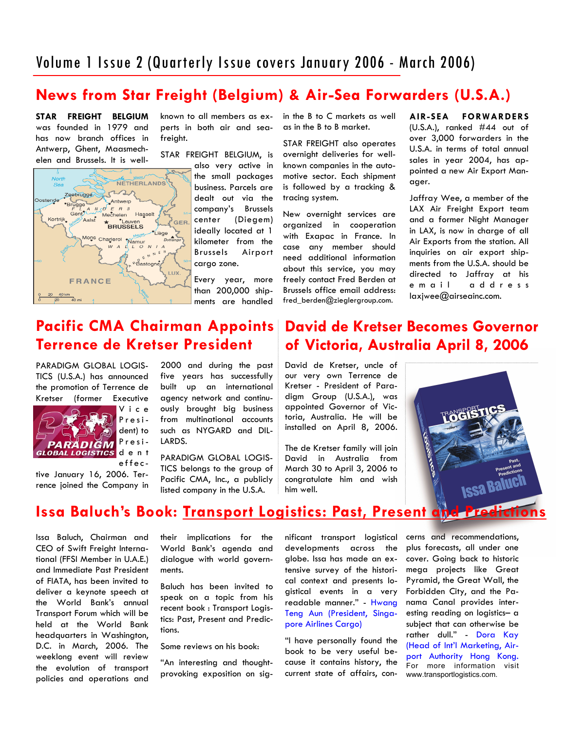# News from Star Freight (Belgium) & Air-Sea Forwarders (U.S.A.)

**STAR FREIGHT BELGIUM** was founded in 1979 and has now branch offices in Antwerp, Ghent, Maasmechelen and Brussels. It is well-known to all members as experts in both air and sea-freight.

STAR FREIGHT BELGIUM, is also very active in the small packages business. Parcels are dealt out via the company's Brussels center (Diegem) ideally located at 1 kilometer from the Brussels Airport cargo zone.

Every year, more than 200,000 shipments are handled in the B to C markets as well as in the B to B market.

STAR FREIGHT also operates overnight deliveries for well-known companies in the automotive sector. Each shipment is followed by a tracking & tracing system.

New overnight services are organized in cooperation with Exapac in France. In case any member should need additional information about this service, you may freely contact Fred Berden at Brussels office email address: fred_berden@zieglergroup.com.

**AIR-SEA FORWARDERS** (U.S.A.), ranked #44 out of over 3,000 forwarders in the U.S.A. in terms of total annual sales in year 2004, has appointed a new Air Export Manager.

Jaffray Wee, a member of the LAX Air Freight Export team and a former Night Manager in LAX, is now in charge of all Air Exports from the station. All inquiries on air export shipments from the U.S.A. should be directed to Jaffray at his email address: laxjwee@airseainc.com.

## Pacific CMA Chairman Appoints Terrence de Kretser President

PARADIGM GLOBAL LOGISTICS (U.S.A.) has announced the promotion of Terrence de Kretser (former Executive Vice President) to President effective January 16, 2006. Terrence joined the Company in 2000 and during the past five years has successfully built up an international agency network and continuously brought big business from multinational accounts such as NYGARD and DILLARDS.

PARADIGM GLOBAL LOGISTICS belongs to the group of Pacific CMA, Inc., a publicly listed company in the U.S.A.

## David de Kretser Becomes Governor of Victoria, Australia April 8, 2006

David de Kretser, uncle of our very own Terrence de Kretser - President of Paradigm Group (U.S.A.), was appointed Governor of Victoria, Australia. He will be installed on April 8, 2006.

The de Kretser family will join David in Australia from March 30 to April 3, 2006 to congratulate him and wish him well.

## Issa Baluch's Book: Transport Logistics: Past, Present and Predictions

Issa Baluch, Chairman and CEO of Swift Freight International (FFSI Member in U.A.E.) and Immediate Past President of FIATA, has been invited to deliver a keynote speech at the World Bank's annual Transport Forum which will be held at the World Bank headquarters in Washington, D.C. in March, 2006. The weeklong event will review the evolution of transport policies and operations and their implications for the World Bank's agenda and dialogue with world governments.

Baluch has been invited to speak on a topic from his recent book : Transport Logistics: Past, Present and Predictions.

Some reviews on his book:

"An interesting and thought-provoking exposition on significant transport logistical developments across the globe. Issa has made an extensive survey of the historical context and presents logistical events in a very readable manner." - Hwang Teng Aun (President, Singapore Airlines Cargo)

"I have personally found the book to be very useful because it contains history, the current state of affairs, concerns and recommendations, plus forecasts, all under one cover. Going back to historic mega projects like Great Pyramid, the Great Wall, the Forbidden City, and the Panama Canal provides interesting reading on logistics– a subject that can otherwise be rather dull." - Dora Kay (Head of Int'l Marketing, Airport Authority Hong Kong.

For more information visit www.transportlogistics.com.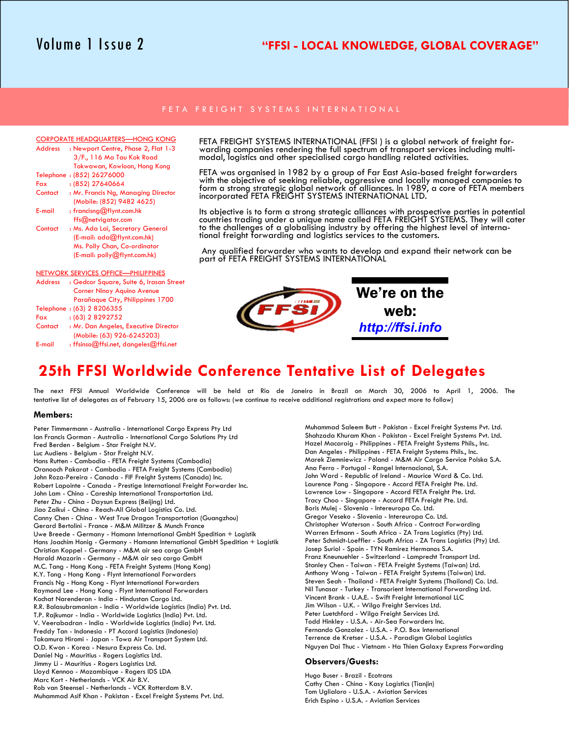Volume 1 Issue 2

**"FFSI - LOCAL KNOWLEDGE, GLOBAL COVERAGE"**

FETA FREIGHT SYSTEMS INTERNATIONAL

CORPORATE HEADQUARTERS—HONG KONG

Address : Newport Centre, Phase 2, Flat 1-3 3/F., 116 Ma Tau Kok Road Tokwawan, Kowloon, Hong Kong
Telephone : (852) 26276000
Fax : (852) 27640664
Contact : Mr. Francis Ng, Managing Director (Mobile: (852) 9482 4625)
E-mail : francisng@flynt.com.hk
ffs@netvigator.com
Contact : Ms. Ada Lai, Secretary General (E-mail: ada@flynt.com.hk)
Ms. Polly Chan, Co-ordinator (E-mail: polly@flynt.com.hk)

NETWORK SERVICES OFFICE—PHILIPPINES

Address : Gedcor Square, Suite 6, Irasan Street Corner Ninoy Aquino Avenue Parañaque City, Philippines 1700
Telephone : (63) 2 8206355
Fax : (63) 2 8292752
Contact : Mr. Dan Angeles, Executive Director (Mobile: (63) 926-6245203)
E-mail : ffsinso@ffsi.net, dangeles@ffsi.net

FETA FREIGHT SYSTEMS INTERNATIONAL (FFSI ) is a global network of freight forwarding companies rendering the full spectrum of transport services including multi-modal, logistics and other specialised cargo handling related activities.

FETA was organised in 1982 by a group of Far East Asia-based freight forwarders with the objective of seeking reliable, aggressive and locally managed companies to form a strong strategic global network of alliances. In 1989, a core of FETA members incorporated FETA FREIGHT SYSTEMS INTERNATIONAL LTD.

Its objective is to form a strong strategic alliances with prospective parties in potential countries trading under a unique name called FETA FREIGHT SYSTEMS. They will cater to the challenges of a globalising industry by offering the highest level of international freight forwarding and logistics services to the customers.

Any qualified forwarder who wants to develop and expand their network can be part of FETA FREIGHT SYSTEMS INTERNATIONAL

FFSI

**We're on the web:**
***http://ffsi.info***

# 25th FFSI Worldwide Conference Tentative List of Delegates

The next FFSI Annual Worldwide Conference will be held at Rio de Janeiro in Brazil on March 30, 2006 to April 1, 2006. The tentative list of delegates as of February 15, 2006 are as follows: (we continue to receive additional registrations and expect more to follow)

**Members:**

Peter Timmermann - Australia - International Cargo Express Pty Ltd
Ian Francis Gorman - Australia - International Cargo Solutions Pty Ltd
Fred Berden - Belgium - Star Freight N.V.
Luc Audiens - Belgium - Star Freight N.V.
Hans Rutten - Cambodia - FETA Freight Systems (Cambodia)
Oranooch Pakarat - Cambodia - FETA Freight Systems (Cambodia)
John Roza-Pereira - Canada - FIF Freight Systems (Canada) Inc.
Robert Lapointe - Canada - Prestige International Freight Forwarder Inc.
John Lam - China - Careship International Transportation Ltd.
Peter Zhu - China - Daysun Express (Beijing) Ltd.
Jiao Zaikui - China - Reach-All Global Logistics Co. Ltd.
Canny Chen - China - West True Dragon Transportation (Guangzhou)
Gerard Bertolini - France - M&M Militzer & Munch France
Uwe Breede - Germany - Hamann International GmbH Spedition + Logistik
Hans Joachim Honig - Germany - Hamann International GmbH Spedition + Logistik
Christian Koppel - Germany - M&M air sea cargo GmbH
Harald Mazarin - Germany - M&M air sea cargo GmbH
M.C. Tang - Hong Kong - FETA Freight Systems (Hong Kong)
K.Y. Tong - Hong Kong - Flynt International Forwarders
Francis Ng - Hong Kong - Flynt International Forwarders
Raymond Lee - Hong Kong - Flynt International Forwarders
Kochat Narenderan - India - Hindustan Cargo Ltd.
R.R. Balasubramanian - India - Worldwide Logistics (India) Pvt. Ltd.
T.P. Rajkumar - India - Worldwide Logistics (India) Pvt. Ltd.
V. Veerabadran - India - Worldwide Logistics (India) Pvt. Ltd.
Freddy Tan - Indonesia - PT Accord Logistics (Indonesia)
Takamura Hiromi - Japan - Towa Air Transport System Ltd.
O.D. Kwon - Korea - Nesura Express Co. Ltd.
Daniel Ng - Mauritius - Rogers Logistics Ltd.
Jimmy Li - Mauritius - Rogers Logistics Ltd.
Lloyd Kennoo - Mozambique - Rogers IDS LDA
Marc Kort - Netherlands - VCK Air B.V.
Rob van Steensel - Netherlands - VCK Rotterdam B.V.
Muhammad Asif Khan - Pakistan - Excel Freight Systems Pvt. Ltd.
Muhammad Saleem Butt - Pakistan - Excel Freight Systems Pvt. Ltd.
Shahzada Khuram Khan - Pakistan - Excel Freight Systems Pvt. Ltd.
Hazel Macaraig - Philippines - FETA Freight Systems Phils., Inc.
Dan Angeles - Philippines - FETA Freight Systems Phils., Inc.
Marek Ziemniewicz - Poland - M&M Air Cargo Service Polska S.A.
Ana Ferro - Portugal - Rangel Internacional, S.A.
John Ward - Republic of Ireland - Maurice Ward & Co. Ltd.
Laurence Pang - Singapore - Accord FETA Freight Pte. Ltd.
Lawrence Low - Singapore - Accord FETA Freight Pte. Ltd.
Tracy Choo - Singapore - Accord FETA Freight Pte. Ltd.
Boris Mulej - Slovenia - Intereuropa Co. Ltd.
Gregor Veseko - Slovenia - Intereuropa Co. Ltd.
Christopher Waterson - South Africa - Contract Forwarding
Warren Erfmann - South Africa - ZA Trans Logistics (Pty) Ltd.
Peter Schmidt-Loeffler - South Africa - ZA Trans Logistics (Pty) Ltd.
Josep Suriol - Spain - TYN Ramirez Hermanos S.A.
Franz Kneunuehler - Switzerland - Lamprecht Transport Ltd.
Stanley Chen - Taiwan - FETA Freight Systems (Taiwan) Ltd.
Anthony Wong - Taiwan - FETA Freight Systems (Taiwan) Ltd.
Steven Seah - Thailand - FETA Freight Systems (Thailand) Co. Ltd.
Nil Tunasar - Turkey - Transorient International Forwarding Ltd.
Vincent Brank - U.A.E. - Swift Freight International LLC
Jim Wilson - U.K. - Wilgo Freight Services Ltd.
Peter Luetchford - Wilgo Freight Services Ltd.
Todd Hinkley - U.S.A. - Air-Sea Forwarders Inc.
Fernando Gonzalez - U.S.A. - P.O. Box International
Terrence de Kretser - U.S.A. - Paradigm Global Logistics
Nguyen Dai Thuc - Vietnam - Ha Thien Galaxy Express Forwarding

**Observers/Guests:**

Hugo Buser - Brazil - Ecotrans
Cathy Chen - China - Kasy Logistics (Tianjin)
Tom Uglialoro - U.S.A. - Aviation Services
Erich Espino - U.S.A. - Aviation Services